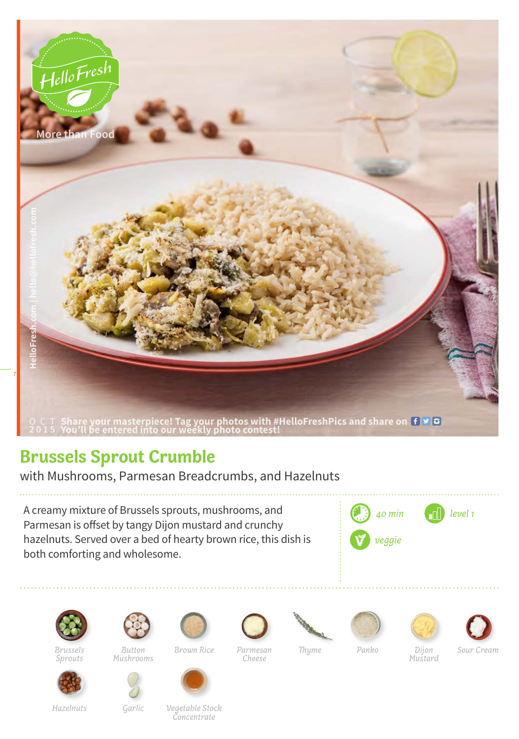HelloFresh

More than Food

HelloFresh.com | hello@hellofresh.com

OCT 2015 Share your masterpiece! Tag your photos with #HelloFreshPics and share on f t i
You'll be entered into our weekly photo contest!

# Brussels Sprout Crumble

with Mushrooms, Parmesan Breadcrumbs, and Hazelnuts

A creamy mixture of Brussels sprouts, mushrooms, and Parmesan is offset by tangy Dijon mustard and crunchy hazelnuts. Served over a bed of hearty brown rice, this dish is both comforting and wholesome.

*40 min* · *level 1* · *veggie*

- *Brussels Sprouts*
- *Button Mushrooms*
- *Brown Rice*
- *Parmesan Cheese*
- *Thyme*
- *Panko*
- *Dijon Mustard*
- *Sour Cream*
- *Hazelnuts*
- *Garlic*
- *Vegetable Stock Concentrate*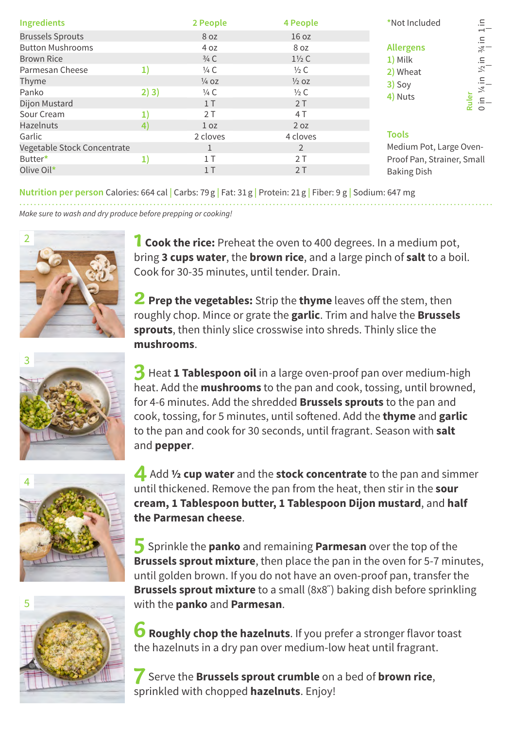| Ingredients | | 2 People | 4 People |
|---|---|---|---|
| Brussels Sprouts | | 8 oz | 16 oz |
| Button Mushrooms | | 4 oz | 8 oz |
| Brown Rice | | ¾ C | 1½ C |
| Parmesan Cheese | 1) | ¼ C | ½ C |
| Thyme | | ¼ oz | ½ oz |
| Panko | 2) 3) | ¼ C | ½ C |
| Dijon Mustard | | 1 T | 2 T |
| Sour Cream | 1) | 2 T | 4 T |
| Hazelnuts | 4) | 1 oz | 2 oz |
| Garlic | | 2 cloves | 4 cloves |
| Vegetable Stock Concentrate | | 1 | 2 |
| Butter* | 1) | 1 T | 2 T |
| Olive Oil* | | 1 T | 2 T |

*Not Included

**Allergens**
1) Milk
2) Wheat
3) Soy
4) Nuts

**Tools**
Medium Pot, Large Oven-Proof Pan, Strainer, Small Baking Dish

Ruler: 0 in, ¼ in, ½ in, ¾ in, 1 in

**Nutrition per person** Calories: 664 cal | Carbs: 79 g | Fat: 31 g | Protein: 21 g | Fiber: 9 g | Sodium: 647 mg

*Make sure to wash and dry produce before prepping or cooking!*

2

3

4

5

**1 Cook the rice:** Preheat the oven to 400 degrees. In a medium pot, bring **3 cups water**, the **brown rice**, and a large pinch of **salt** to a boil. Cook for 30-35 minutes, until tender. Drain.

**2 Prep the vegetables:** Strip the **thyme** leaves off the stem, then roughly chop. Mince or grate the **garlic**. Trim and halve the **Brussels sprouts**, then thinly slice crosswise into shreds. Thinly slice the **mushrooms**.

**3** Heat **1 Tablespoon oil** in a large oven-proof pan over medium-high heat. Add the **mushrooms** to the pan and cook, tossing, until browned, for 4-6 minutes. Add the shredded **Brussels sprouts** to the pan and cook, tossing, for 5 minutes, until softened. Add the **thyme** and **garlic** to the pan and cook for 30 seconds, until fragrant. Season with **salt** and **pepper**.

**4** Add **½ cup water** and the **stock concentrate** to the pan and simmer until thickened. Remove the pan from the heat, then stir in the **sour cream, 1 Tablespoon butter, 1 Tablespoon Dijon mustard**, and **half the Parmesan cheese**.

**5** Sprinkle the **panko** and remaining **Parmesan** over the top of the **Brussels sprout mixture**, then place the pan in the oven for 5-7 minutes, until golden brown. If you do not have an oven-proof pan, transfer the **Brussels sprout mixture** to a small (8x8″) baking dish before sprinkling with the **panko** and **Parmesan**.

**6 Roughly chop the hazelnuts**. If you prefer a stronger flavor toast the hazelnuts in a dry pan over medium-low heat until fragrant.

**7** Serve the **Brussels sprout crumble** on a bed of **brown rice**, sprinkled with chopped **hazelnuts**. Enjoy!